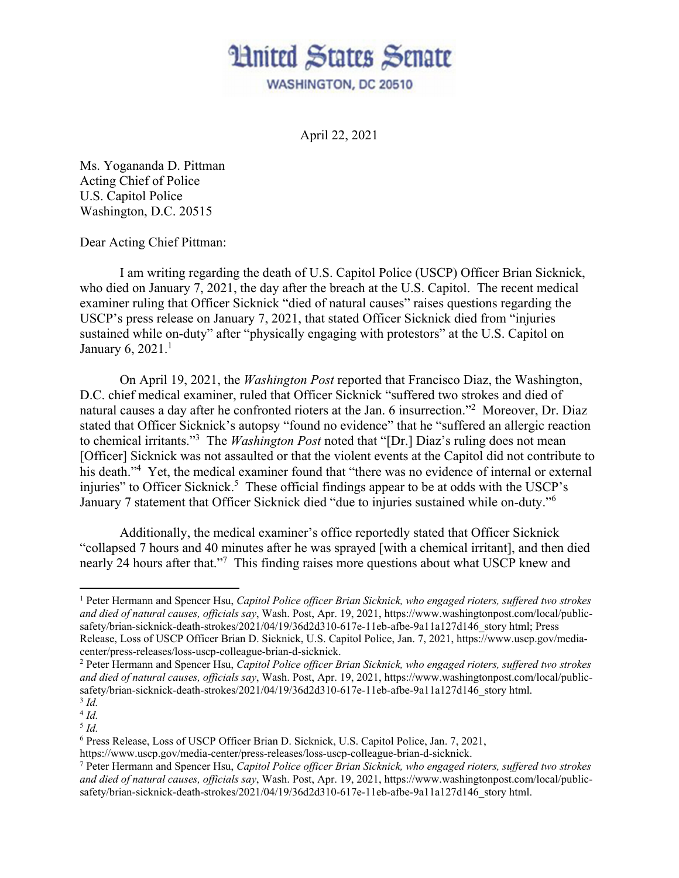# United States Senate

WASHINGTON, DC 20510

April 22, 2021

Ms. Yogananda D. Pittman
Acting Chief of Police
U.S. Capitol Police
Washington, D.C. 20515

Dear Acting Chief Pittman:

I am writing regarding the death of U.S. Capitol Police (USCP) Officer Brian Sicknick, who died on January 7, 2021, the day after the breach at the U.S. Capitol. The recent medical examiner ruling that Officer Sicknick "died of natural causes" raises questions regarding the USCP's press release on January 7, 2021, that stated Officer Sicknick died from "injuries sustained while on-duty" after "physically engaging with protestors" at the U.S. Capitol on January 6, 2021.[1]

On April 19, 2021, the *Washington Post* reported that Francisco Diaz, the Washington, D.C. chief medical examiner, ruled that Officer Sicknick "suffered two strokes and died of natural causes a day after he confronted rioters at the Jan. 6 insurrection."[2] Moreover, Dr. Diaz stated that Officer Sicknick's autopsy "found no evidence" that he "suffered an allergic reaction to chemical irritants."[3] The *Washington Post* noted that "[Dr.] Diaz's ruling does not mean [Officer] Sicknick was not assaulted or that the violent events at the Capitol did not contribute to his death."[4] Yet, the medical examiner found that "there was no evidence of internal or external injuries" to Officer Sicknick.[5] These official findings appear to be at odds with the USCP's January 7 statement that Officer Sicknick died "due to injuries sustained while on-duty."[6]

Additionally, the medical examiner's office reportedly stated that Officer Sicknick "collapsed 7 hours and 40 minutes after he was sprayed [with a chemical irritant], and then died nearly 24 hours after that."[7] This finding raises more questions about what USCP knew and

---

[1] Peter Hermann and Spencer Hsu, *Capitol Police officer Brian Sicknick, who engaged rioters, suffered two strokes and died of natural causes, officials say*, Wash. Post, Apr. 19, 2021, https://www.washingtonpost.com/local/public-safety/brian-sicknick-death-strokes/2021/04/19/36d2d310-617e-11eb-afbe-9a11a127d146_story html; Press Release, Loss of USCP Officer Brian D. Sicknick, U.S. Capitol Police, Jan. 7, 2021, https://www.uscp.gov/media-center/press-releases/loss-uscp-colleague-brian-d-sicknick.

[2] Peter Hermann and Spencer Hsu, *Capitol Police officer Brian Sicknick, who engaged rioters, suffered two strokes and died of natural causes, officials say*, Wash. Post, Apr. 19, 2021, https://www.washingtonpost.com/local/public-safety/brian-sicknick-death-strokes/2021/04/19/36d2d310-617e-11eb-afbe-9a11a127d146_story html.

[3] *Id.*

[4] *Id.*

[5] *Id.*

[6] Press Release, Loss of USCP Officer Brian D. Sicknick, U.S. Capitol Police, Jan. 7, 2021, https://www.uscp.gov/media-center/press-releases/loss-uscp-colleague-brian-d-sicknick.

[7] Peter Hermann and Spencer Hsu, *Capitol Police officer Brian Sicknick, who engaged rioters, suffered two strokes and died of natural causes, officials say*, Wash. Post, Apr. 19, 2021, https://www.washingtonpost.com/local/public-safety/brian-sicknick-death-strokes/2021/04/19/36d2d310-617e-11eb-afbe-9a11a127d146_story html.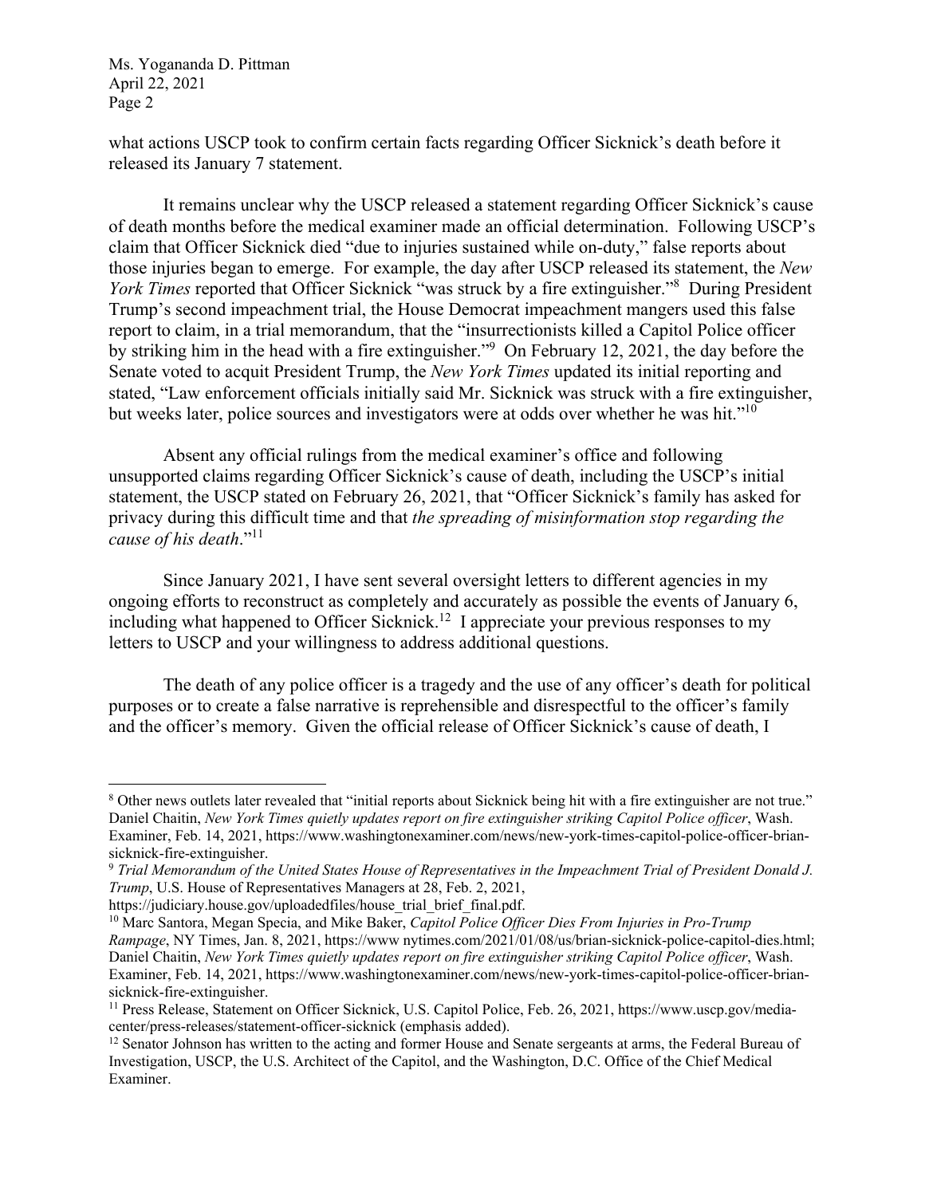what actions USCP took to confirm certain facts regarding Officer Sicknick's death before it released its January 7 statement.

It remains unclear why the USCP released a statement regarding Officer Sicknick's cause of death months before the medical examiner made an official determination. Following USCP's claim that Officer Sicknick died "due to injuries sustained while on-duty," false reports about those injuries began to emerge. For example, the day after USCP released its statement, the *New York Times* reported that Officer Sicknick "was struck by a fire extinguisher."[8] During President Trump's second impeachment trial, the House Democrat impeachment mangers used this false report to claim, in a trial memorandum, that the "insurrectionists killed a Capitol Police officer by striking him in the head with a fire extinguisher."[9] On February 12, 2021, the day before the Senate voted to acquit President Trump, the *New York Times* updated its initial reporting and stated, "Law enforcement officials initially said Mr. Sicknick was struck with a fire extinguisher, but weeks later, police sources and investigators were at odds over whether he was hit."[10]

Absent any official rulings from the medical examiner's office and following unsupported claims regarding Officer Sicknick's cause of death, including the USCP's initial statement, the USCP stated on February 26, 2021, that "Officer Sicknick's family has asked for privacy during this difficult time and that *the spreading of misinformation stop regarding the cause of his death*."[11]

Since January 2021, I have sent several oversight letters to different agencies in my ongoing efforts to reconstruct as completely and accurately as possible the events of January 6, including what happened to Officer Sicknick.[12] I appreciate your previous responses to my letters to USCP and your willingness to address additional questions.

The death of any police officer is a tragedy and the use of any officer's death for political purposes or to create a false narrative is reprehensible and disrespectful to the officer's family and the officer's memory. Given the official release of Officer Sicknick's cause of death, I

---

[8] Other news outlets later revealed that "initial reports about Sicknick being hit with a fire extinguisher are not true." Daniel Chaitin, *New York Times quietly updates report on fire extinguisher striking Capitol Police officer*, Wash. Examiner, Feb. 14, 2021, https://www.washingtonexaminer.com/news/new-york-times-capitol-police-officer-brian-sicknick-fire-extinguisher.

[9] *Trial Memorandum of the United States House of Representatives in the Impeachment Trial of President Donald J. Trump*, U.S. House of Representatives Managers at 28, Feb. 2, 2021, https://judiciary.house.gov/uploadedfiles/house_trial_brief_final.pdf.

[10] Marc Santora, Megan Specia, and Mike Baker, *Capitol Police Officer Dies From Injuries in Pro-Trump Rampage*, NY Times, Jan. 8, 2021, https://www nytimes.com/2021/01/08/us/brian-sicknick-police-capitol-dies.html; Daniel Chaitin, *New York Times quietly updates report on fire extinguisher striking Capitol Police officer*, Wash. Examiner, Feb. 14, 2021, https://www.washingtonexaminer.com/news/new-york-times-capitol-police-officer-brian-sicknick-fire-extinguisher.

[11] Press Release, Statement on Officer Sicknick, U.S. Capitol Police, Feb. 26, 2021, https://www.uscp.gov/media-center/press-releases/statement-officer-sicknick (emphasis added).

[12] Senator Johnson has written to the acting and former House and Senate sergeants at arms, the Federal Bureau of Investigation, USCP, the U.S. Architect of the Capitol, and the Washington, D.C. Office of the Chief Medical Examiner.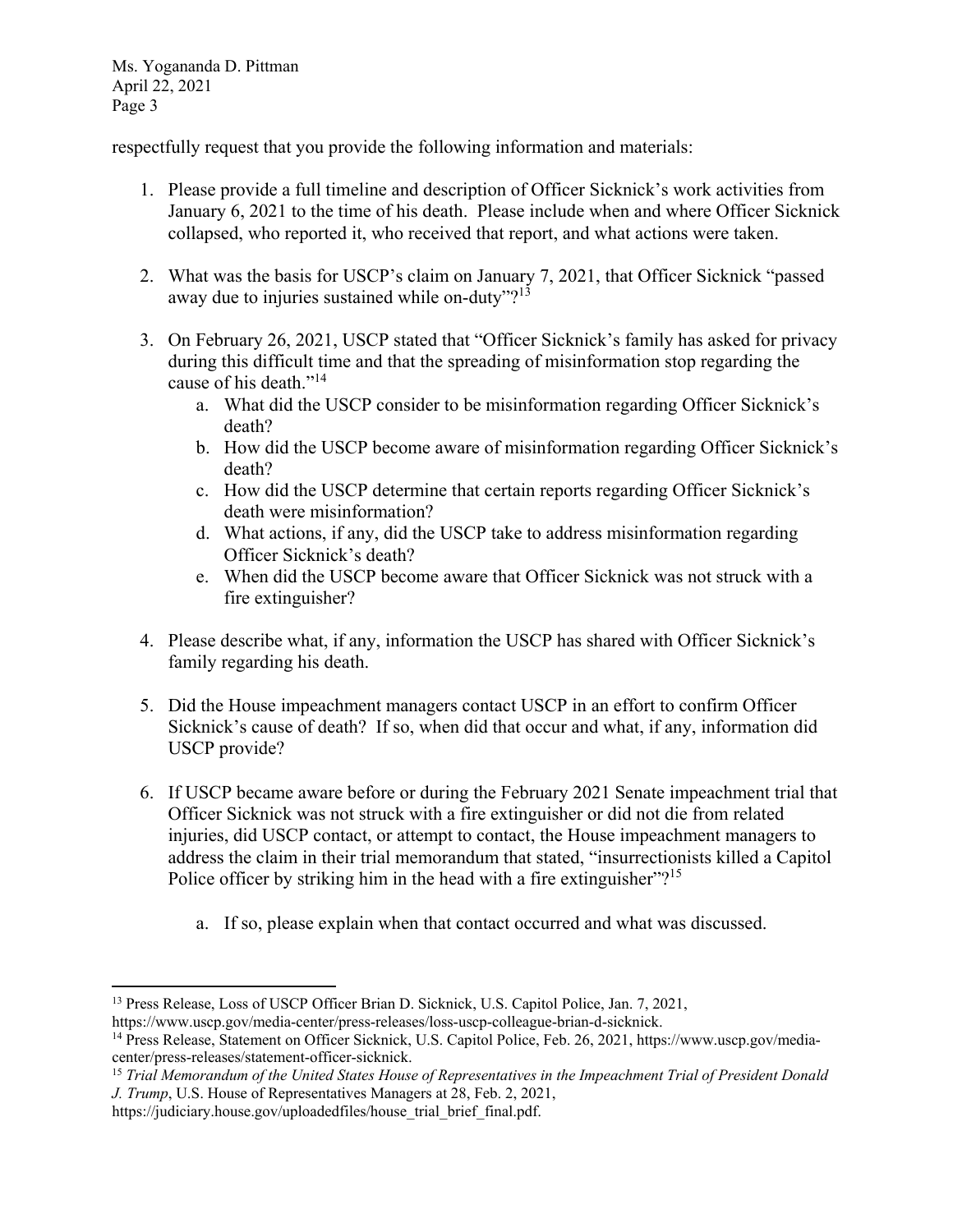respectfully request that you provide the following information and materials:

1. Please provide a full timeline and description of Officer Sicknick's work activities from January 6, 2021 to the time of his death. Please include when and where Officer Sicknick collapsed, who reported it, who received that report, and what actions were taken.

2. What was the basis for USCP's claim on January 7, 2021, that Officer Sicknick "passed away due to injuries sustained while on-duty"?[13]

3. On February 26, 2021, USCP stated that "Officer Sicknick's family has asked for privacy during this difficult time and that the spreading of misinformation stop regarding the cause of his death."[14]
   a. What did the USCP consider to be misinformation regarding Officer Sicknick's death?
   b. How did the USCP become aware of misinformation regarding Officer Sicknick's death?
   c. How did the USCP determine that certain reports regarding Officer Sicknick's death were misinformation?
   d. What actions, if any, did the USCP take to address misinformation regarding Officer Sicknick's death?
   e. When did the USCP become aware that Officer Sicknick was not struck with a fire extinguisher?

4. Please describe what, if any, information the USCP has shared with Officer Sicknick's family regarding his death.

5. Did the House impeachment managers contact USCP in an effort to confirm Officer Sicknick's cause of death? If so, when did that occur and what, if any, information did USCP provide?

6. If USCP became aware before or during the February 2021 Senate impeachment trial that Officer Sicknick was not struck with a fire extinguisher or did not die from related injuries, did USCP contact, or attempt to contact, the House impeachment managers to address the claim in their trial memorandum that stated, "insurrectionists killed a Capitol Police officer by striking him in the head with a fire extinguisher"?[15]

   a. If so, please explain when that contact occurred and what was discussed.

---

[13] Press Release, Loss of USCP Officer Brian D. Sicknick, U.S. Capitol Police, Jan. 7, 2021, https://www.uscp.gov/media-center/press-releases/loss-uscp-colleague-brian-d-sicknick.

[14] Press Release, Statement on Officer Sicknick, U.S. Capitol Police, Feb. 26, 2021, https://www.uscp.gov/media-center/press-releases/statement-officer-sicknick.

[15] *Trial Memorandum of the United States House of Representatives in the Impeachment Trial of President Donald J. Trump*, U.S. House of Representatives Managers at 28, Feb. 2, 2021, https://judiciary.house.gov/uploadedfiles/house_trial_brief_final.pdf.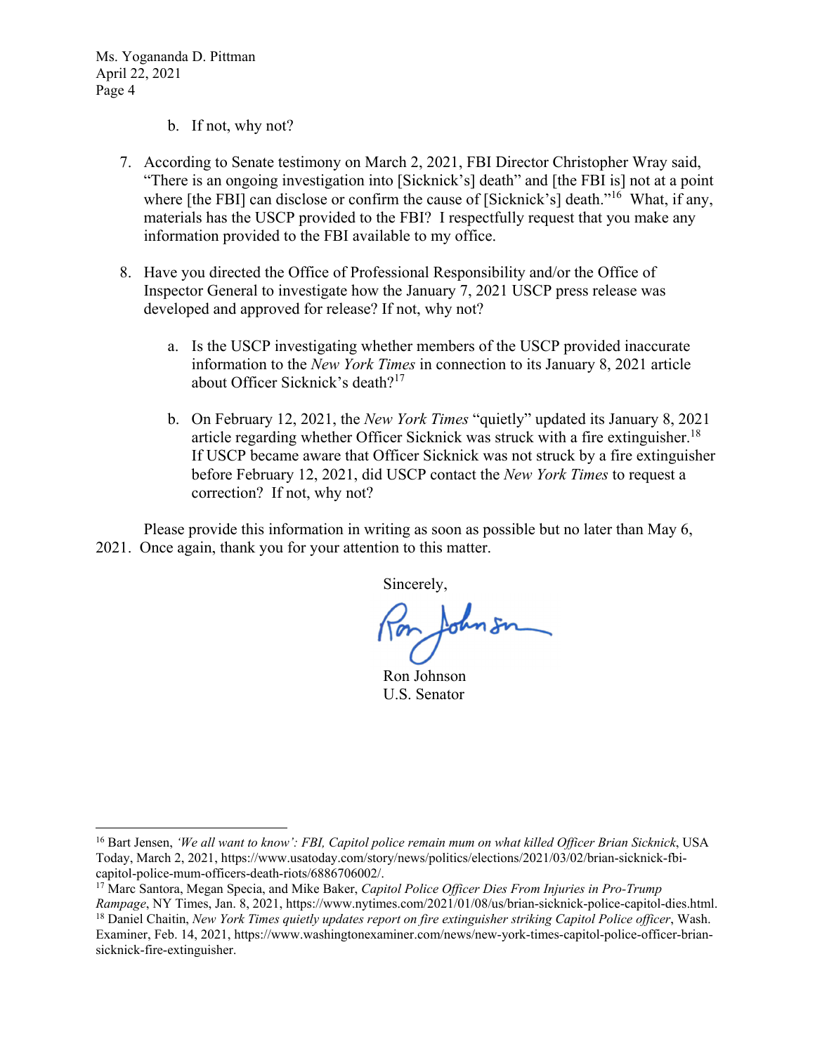Ms. Yogananda D. Pittman
April 22, 2021

b. If not, why not?

7. According to Senate testimony on March 2, 2021, FBI Director Christopher Wray said, "There is an ongoing investigation into [Sicknick's] death" and [the FBI is] not at a point where [the FBI] can disclose or confirm the cause of [Sicknick's] death."[16] What, if any, materials has the USCP provided to the FBI? I respectfully request that you make any information provided to the FBI available to my office.

8. Have you directed the Office of Professional Responsibility and/or the Office of Inspector General to investigate how the January 7, 2021 USCP press release was developed and approved for release? If not, why not?

   a. Is the USCP investigating whether members of the USCP provided inaccurate information to the *New York Times* in connection to its January 8, 2021 article about Officer Sicknick's death?[17]

   b. On February 12, 2021, the *New York Times* "quietly" updated its January 8, 2021 article regarding whether Officer Sicknick was struck with a fire extinguisher.[18] If USCP became aware that Officer Sicknick was not struck by a fire extinguisher before February 12, 2021, did USCP contact the *New York Times* to request a correction? If not, why not?

Please provide this information in writing as soon as possible but no later than May 6, 2021. Once again, thank you for your attention to this matter.

Sincerely,

Ron Johnson
U.S. Senator

---

[16] Bart Jensen, *'We all want to know': FBI, Capitol police remain mum on what killed Officer Brian Sicknick*, USA Today, March 2, 2021, https://www.usatoday.com/story/news/politics/elections/2021/03/02/brian-sicknick-fbi-capitol-police-mum-officers-death-riots/6886706002/.

[17] Marc Santora, Megan Specia, and Mike Baker, *Capitol Police Officer Dies From Injuries in Pro-Trump Rampage*, NY Times, Jan. 8, 2021, https://www.nytimes.com/2021/01/08/us/brian-sicknick-police-capitol-dies.html.

[18] Daniel Chaitin, *New York Times quietly updates report on fire extinguisher striking Capitol Police officer*, Wash. Examiner, Feb. 14, 2021, https://www.washingtonexaminer.com/news/new-york-times-capitol-police-officer-brian-sicknick-fire-extinguisher.